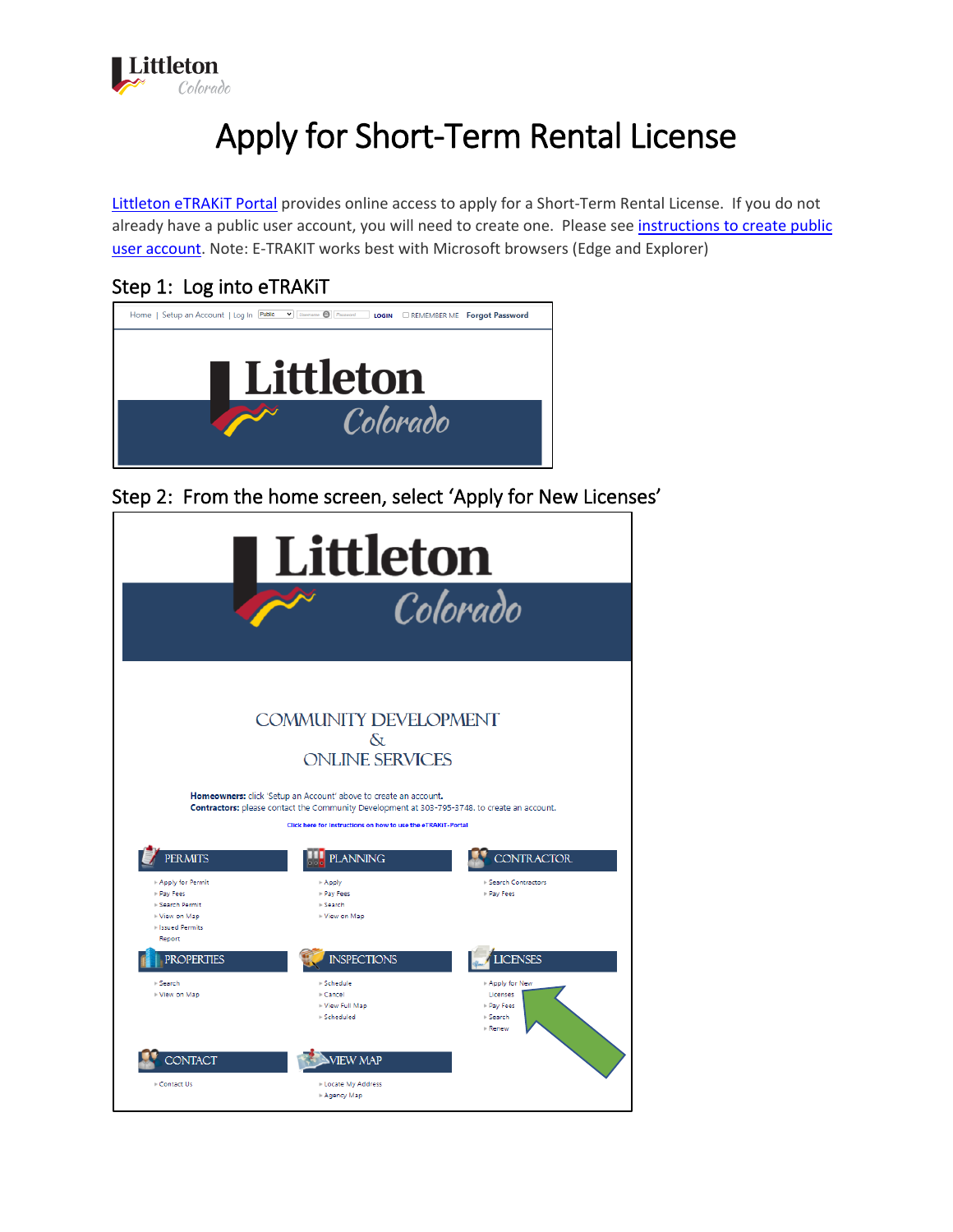# Apply for Short-Term Rental License

Littleton eTRAKiT Portal provides online access to apply for a Short-Term Rental License. If you do not already have a public user account, you will need to create one. Please see instructions to create public user account. Note: E-TRAKIT works best with Microsoft browsers (Edge and Explorer)

## Step 1: Log into eTRAKiT

## Step 2: From the home screen, select 'Apply for New Licenses'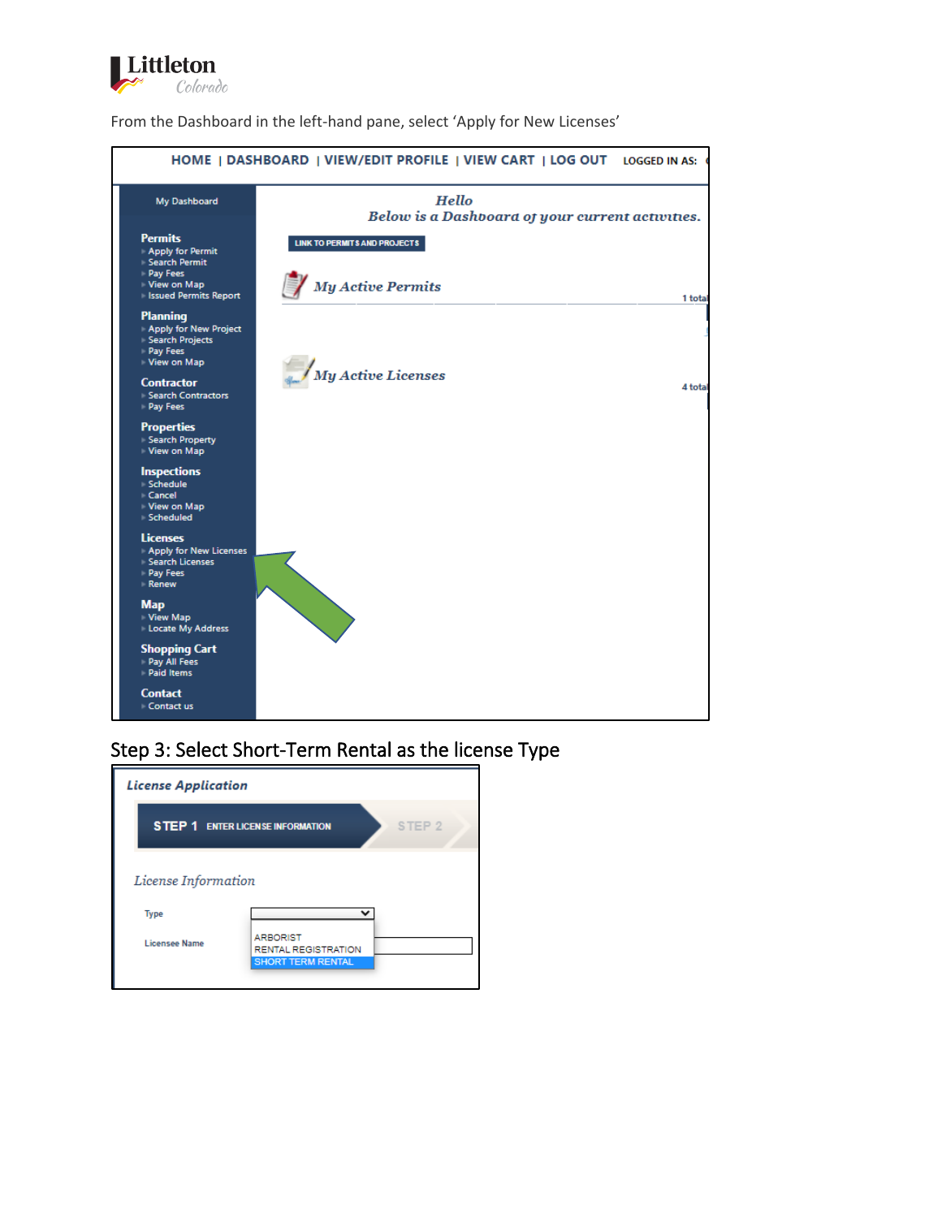From the Dashboard in the left-hand pane, select 'Apply for New Licenses'

HOME | DASHBOARD | VIEW/EDIT PROFILE | VIEW CART | LOG OUT LOGGED IN AS:

My Dashboard

**Permits**
- Apply for Permit
- Search Permit
- Pay Fees
- View on Map
- Issued Permits Report

**Planning**
- Apply for New Project
- Search Projects
- Pay Fees
- View on Map

**Contractor**
- Search Contractors
- Pay Fees

**Properties**
- Search Property
- View on Map

**Inspections**
- Schedule
- Cancel
- View on Map
- Scheduled

**Licenses**
- Apply for New Licenses
- Search Licenses
- Pay Fees
- Renew

**Map**
- View Map
- Locate My Address

**Shopping Cart**
- Pay All Fees
- Paid Items

**Contact**
- Contact us

*Hello*
*Below is a Dashboard of your current activities.*

LINK TO PERMITS AND PROJECTS

*My Active Permits* 1 total

*My Active Licenses* 4 total

## Step 3: Select Short-Term Rental as the license Type

*License Application*

STEP 1 ENTER LICENSE INFORMATION STEP 2

*License Information*

Type

Licensee Name

- ARBORIST
- RENTAL REGISTRATION
- SHORT TERM RENTAL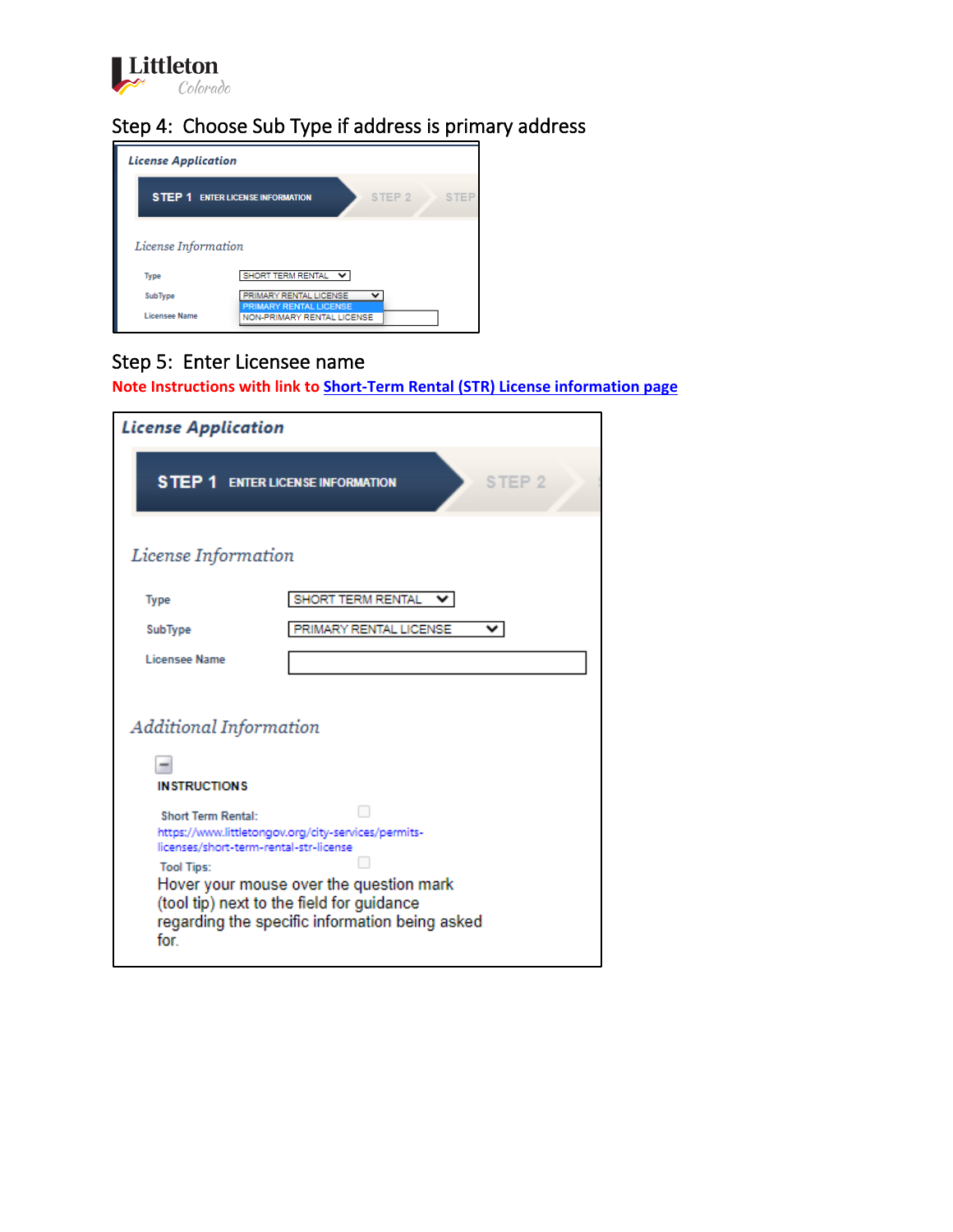## Step 4: Choose Sub Type if address is primary address

License Application

STEP 1 ENTER LICENSE INFORMATION | STEP 2 | STEP

License Information

Type: SHORT TERM RENTAL

SubType: PRIMARY RENTAL LICENSE
- PRIMARY RENTAL LICENSE
- NON-PRIMARY RENTAL LICENSE

Licensee Name

## Step 5: Enter Licensee name

**Note Instructions with link to Short-Term Rental (STR) License information page**

License Application

STEP 1 ENTER LICENSE INFORMATION | STEP 2

License Information

Type: SHORT TERM RENTAL

SubType: PRIMARY RENTAL LICENSE

Licensee Name

Additional Information

INSTRUCTIONS

Short Term Rental:
https://www.littletongov.org/city-services/permits-licenses/short-term-rental-str-license

Tool Tips:
Hover your mouse over the question mark (tool tip) next to the field for guidance regarding the specific information being asked for.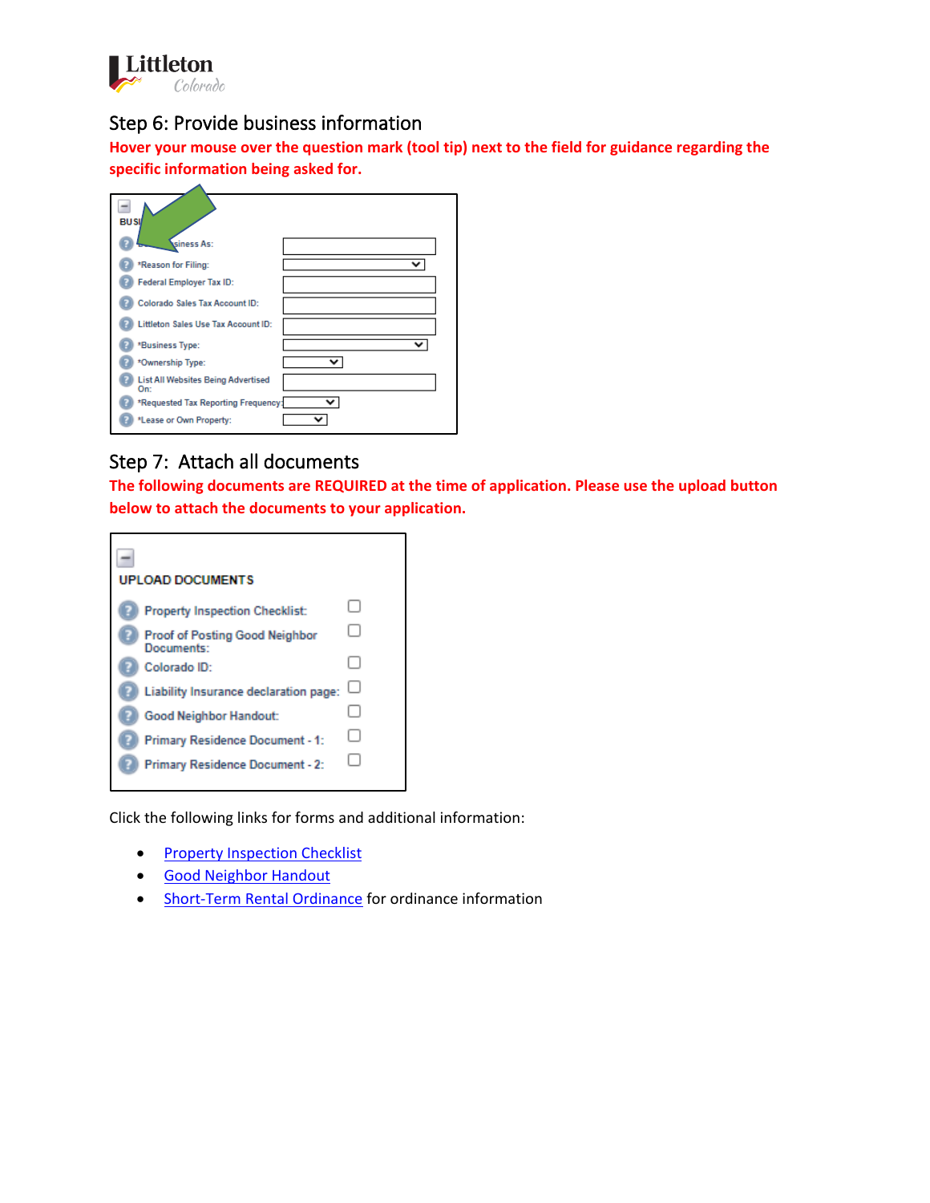## Step 6: Provide business information

**Hover your mouse over the question mark (tool tip) next to the field for guidance regarding the specific information being asked for.**

BUSI...

- ...siness As:
- *Reason for Filing:
- Federal Employer Tax ID:
- Colorado Sales Tax Account ID:
- Littleton Sales Use Tax Account ID:
- *Business Type:
- *Ownership Type:
- List All Websites Being Advertised On:
- *Requested Tax Reporting Frequency:
- *Lease or Own Property:

## Step 7: Attach all documents

**The following documents are REQUIRED at the time of application. Please use the upload button below to attach the documents to your application.**

UPLOAD DOCUMENTS

- Property Inspection Checklist:
- Proof of Posting Good Neighbor Documents:
- Colorado ID:
- Liability Insurance declaration page:
- Good Neighbor Handout:
- Primary Residence Document - 1:
- Primary Residence Document - 2:

Click the following links for forms and additional information:

- Property Inspection Checklist
- Good Neighbor Handout
- Short-Term Rental Ordinance for ordinance information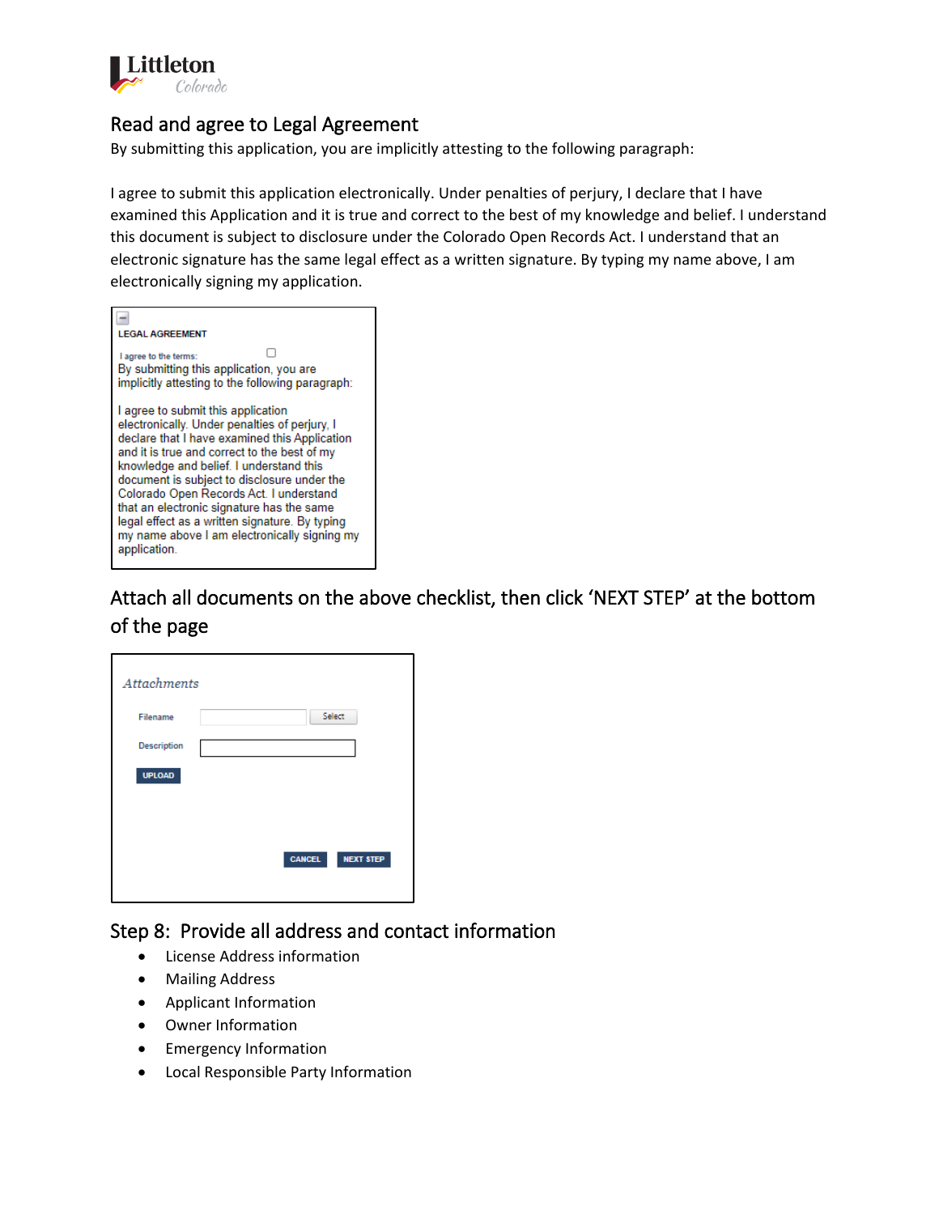## Read and agree to Legal Agreement

By submitting this application, you are implicitly attesting to the following paragraph:

I agree to submit this application electronically. Under penalties of perjury, I declare that I have examined this Application and it is true and correct to the best of my knowledge and belief. I understand this document is subject to disclosure under the Colorado Open Records Act. I understand that an electronic signature has the same legal effect as a written signature. By typing my name above, I am electronically signing my application.

LEGAL AGREEMENT

I agree to the terms: ☐

By submitting this application, you are implicitly attesting to the following paragraph:

I agree to submit this application electronically. Under penalties of perjury, I declare that I have examined this Application and it is true and correct to the best of my knowledge and belief. I understand this document is subject to disclosure under the Colorado Open Records Act. I understand that an electronic signature has the same legal effect as a written signature. By typing my name above I am electronically signing my application.

## Attach all documents on the above checklist, then click 'NEXT STEP' at the bottom of the page

*Attachments*

Filename [ ] Select

Description [ ]

UPLOAD

CANCEL NEXT STEP

## Step 8: Provide all address and contact information

- License Address information
- Mailing Address
- Applicant Information
- Owner Information
- Emergency Information
- Local Responsible Party Information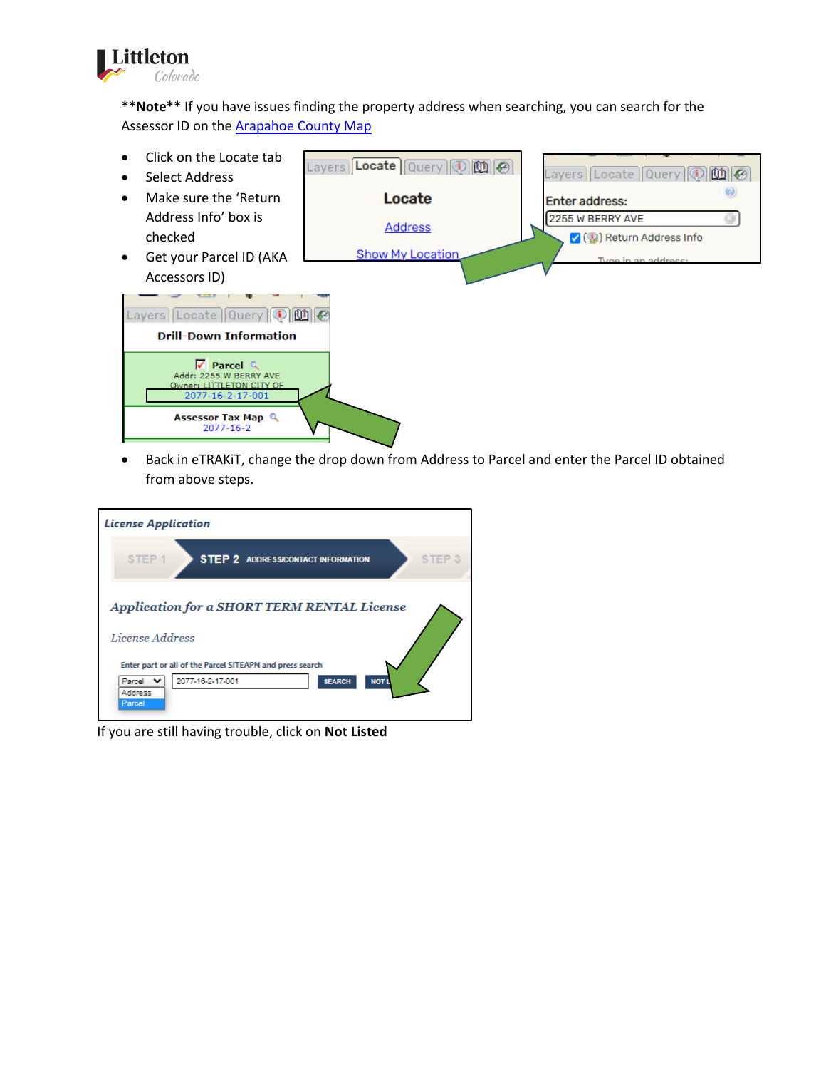**Note** If you have issues finding the property address when searching, you can search for the Assessor ID on the Arapahoe County Map

- Click on the Locate tab
- Select Address
- Make sure the 'Return Address Info' box is checked
- Get your Parcel ID (AKA Accessors ID)

- Back in eTRAKiT, change the drop down from Address to Parcel and enter the Parcel ID obtained from above steps.

If you are still having trouble, click on **Not Listed**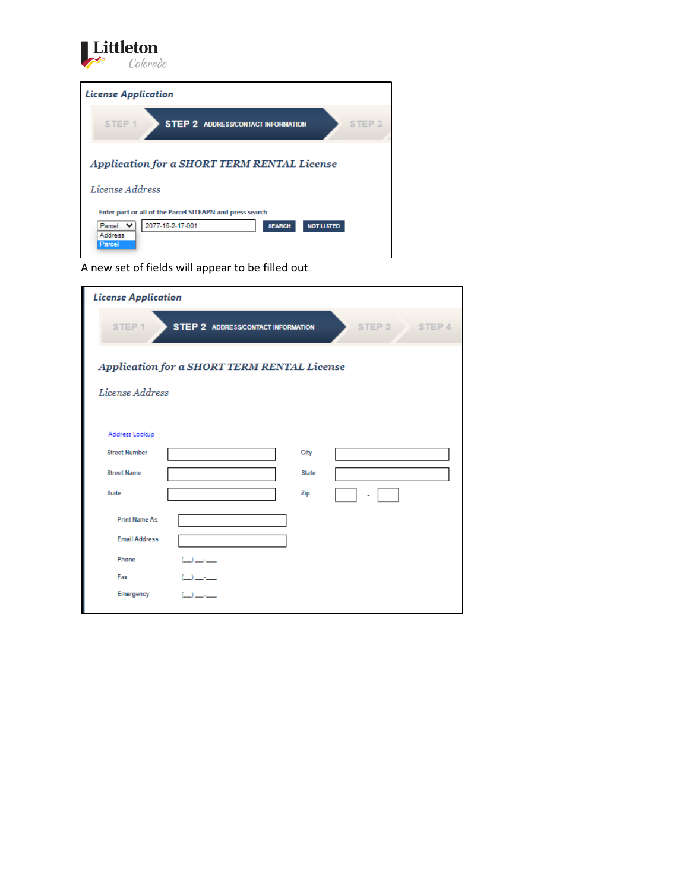**Littleton** *Colorado*

*License Application*

STEP 1 | **STEP 2** ADDRESS/CONTACT INFORMATION | STEP 3

*Application for a SHORT TERM RENTAL License*

*License Address*

Enter part or all of the Parcel SITEAPN and press search

Parcel ▾ | 2077-16-2-17-001 | SEARCH | NOT LISTED

Address
Parcel

A new set of fields will appear to be filled out

*License Application*

STEP 1 | **STEP 2** ADDRESS/CONTACT INFORMATION | STEP 3 | STEP 4

*Application for a SHORT TERM RENTAL License*

*License Address*

Address Lookup

| | | | |
|---|---|---|---|
| Street Number | | City | |
| Street Name | | State | |
| Suite | | Zip | - |

Print Name As

Email Address

Phone (___) ___-____

Fax (___) ___-____

Emergency (___) ___-____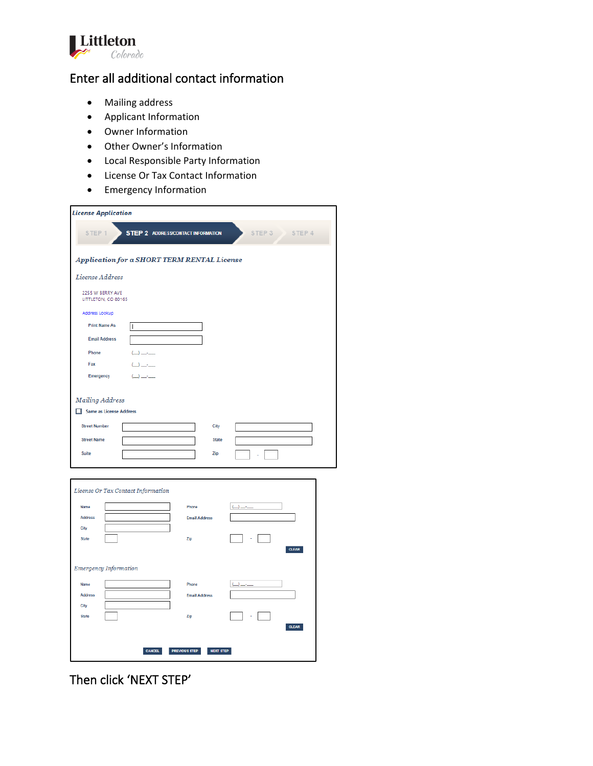# Enter all additional contact information

- Mailing address
- Applicant Information
- Owner Information
- Other Owner's Information
- Local Responsible Party Information
- License Or Tax Contact Information
- Emergency Information

*License Application*

STEP 1 | **STEP 2** ADDRESS/CONTACT INFORMATION | STEP 3 | STEP 4

*Application for a SHORT TERM RENTAL License*

*License Address*

2255 W BERRY AVE
LITTLETON, CO 80165

Address Lookup

Print Name As
Email Address
Phone (\_\_) \_\_-\_\_
Fax (\_\_) \_\_-\_\_
Emergency (\_\_) \_\_-\_\_

*Mailing Address*

☐ Same as License Address

Street Number | City
Street Name | State
Suite | Zip -

*License Or Tax Contact Information*

Name | Phone (\_\_) \_\_-\_\_
Address | Email Address
City
State | Zip -

CLEAR

*Emergency Information*

Name | Phone (\_\_) \_\_-\_\_
Address | Email Address
City
State | Zip -

CLEAR

CANCEL | PREVIOUS STEP | NEXT STEP

Then click 'NEXT STEP'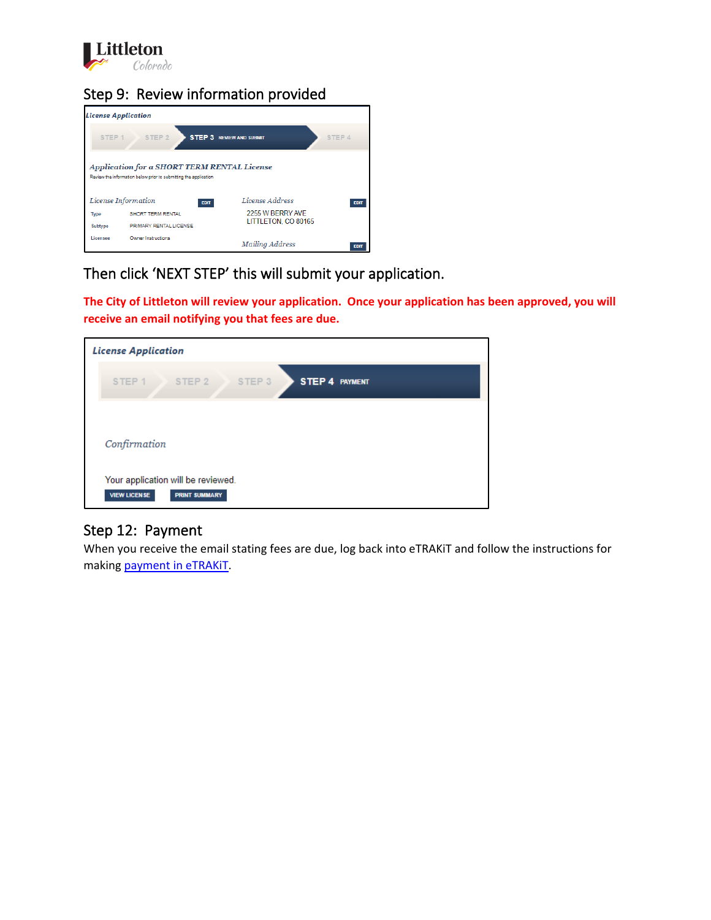## Step 9: Review information provided

License Application

STEP 1 STEP 2 STEP 3 REVIEW AND SUBMIT STEP 4

Application for a SHORT TERM RENTAL License

Review the information below prior to submitting the application

License Information EDIT

Type SHORT TERM RENTAL

Subtype PRIMARY RENTAL LICENSE

Licensee Owner Instructions

License Address EDIT

2255 W BERRY AVE
LITTLETON, CO 80165

Mailing Address EDIT

Then click 'NEXT STEP' this will submit your application.

**The City of Littleton will review your application. Once your application has been approved, you will receive an email notifying you that fees are due.**

License Application

STEP 1 STEP 2 STEP 3 STEP 4 PAYMENT

Confirmation

Your application will be reviewed.

VIEW LICENSE PRINT SUMMARY

## Step 12: Payment

When you receive the email stating fees are due, log back into eTRAKiT and follow the instructions for making payment in eTRAKiT.